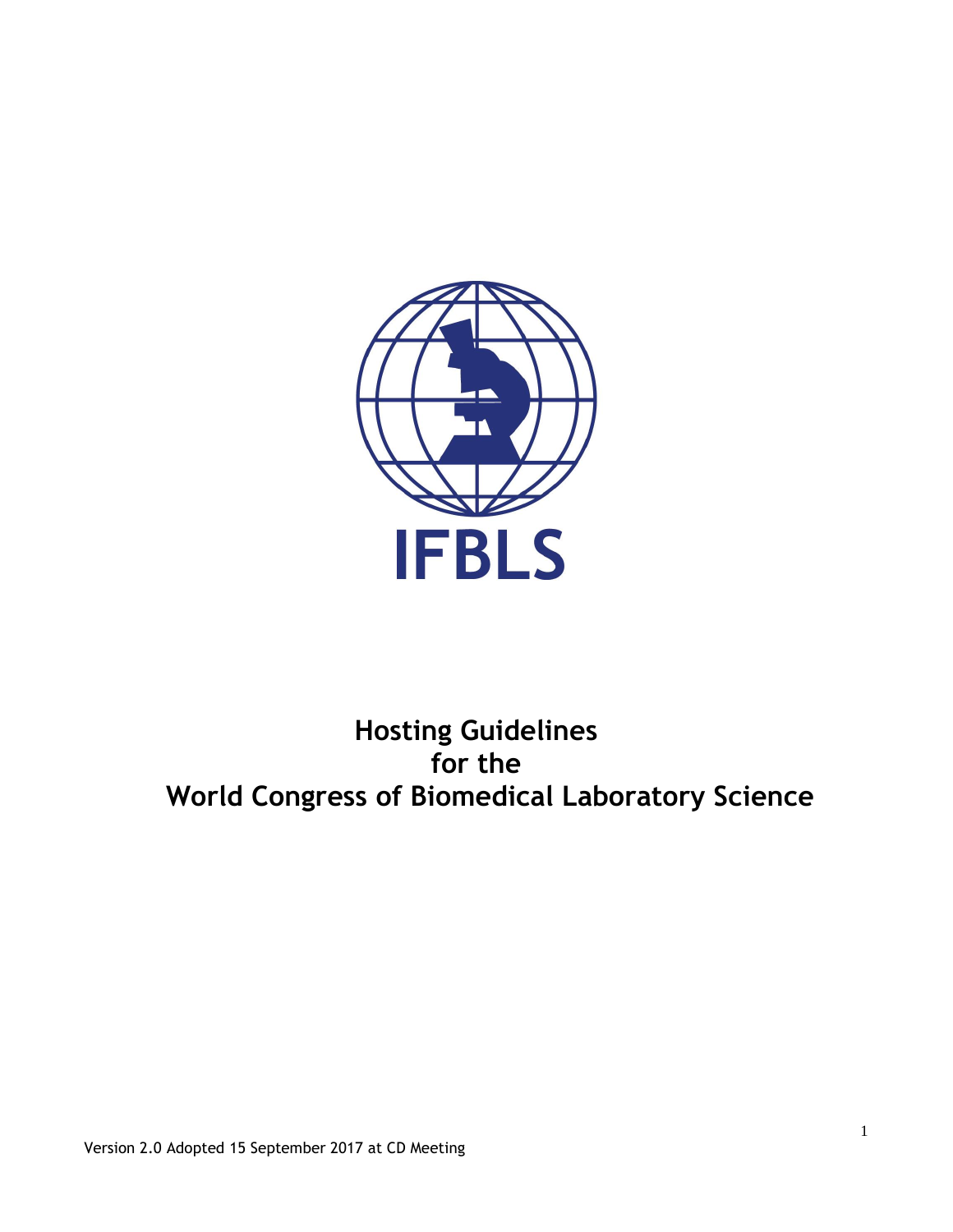IFBLS

# Hosting Guidelines for the World Congress of Biomedical Laboratory Science

Version 2.0 Adopted 15 September 2017 at CD Meeting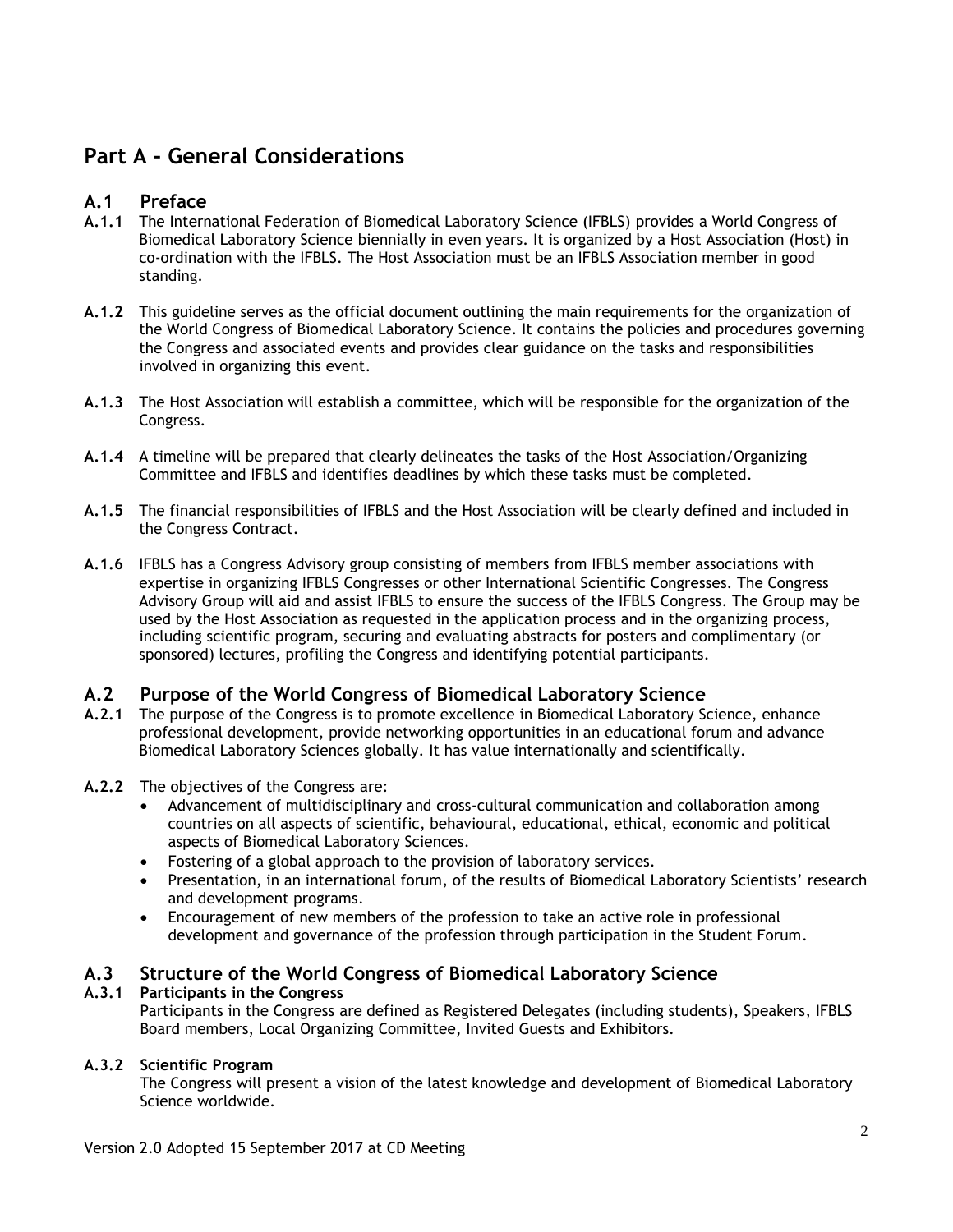# Part A - General Considerations

## A.1 Preface

**A.1.1** The International Federation of Biomedical Laboratory Science (IFBLS) provides a World Congress of Biomedical Laboratory Science biennially in even years. It is organized by a Host Association (Host) in co-ordination with the IFBLS. The Host Association must be an IFBLS Association member in good standing.

**A.1.2** This guideline serves as the official document outlining the main requirements for the organization of the World Congress of Biomedical Laboratory Science. It contains the policies and procedures governing the Congress and associated events and provides clear guidance on the tasks and responsibilities involved in organizing this event.

**A.1.3** The Host Association will establish a committee, which will be responsible for the organization of the Congress.

**A.1.4** A timeline will be prepared that clearly delineates the tasks of the Host Association/Organizing Committee and IFBLS and identifies deadlines by which these tasks must be completed.

**A.1.5** The financial responsibilities of IFBLS and the Host Association will be clearly defined and included in the Congress Contract.

**A.1.6** IFBLS has a Congress Advisory group consisting of members from IFBLS member associations with expertise in organizing IFBLS Congresses or other International Scientific Congresses. The Congress Advisory Group will aid and assist IFBLS to ensure the success of the IFBLS Congress. The Group may be used by the Host Association as requested in the application process and in the organizing process, including scientific program, securing and evaluating abstracts for posters and complimentary (or sponsored) lectures, profiling the Congress and identifying potential participants.

## A.2 Purpose of the World Congress of Biomedical Laboratory Science

**A.2.1** The purpose of the Congress is to promote excellence in Biomedical Laboratory Science, enhance professional development, provide networking opportunities in an educational forum and advance Biomedical Laboratory Sciences globally. It has value internationally and scientifically.

**A.2.2** The objectives of the Congress are:

- Advancement of multidisciplinary and cross-cultural communication and collaboration among countries on all aspects of scientific, behavioural, educational, ethical, economic and political aspects of Biomedical Laboratory Sciences.
- Fostering of a global approach to the provision of laboratory services.
- Presentation, in an international forum, of the results of Biomedical Laboratory Scientists' research and development programs.
- Encouragement of new members of the profession to take an active role in professional development and governance of the profession through participation in the Student Forum.

## A.3 Structure of the World Congress of Biomedical Laboratory Science

### A.3.1 Participants in the Congress

Participants in the Congress are defined as Registered Delegates (including students), Speakers, IFBLS Board members, Local Organizing Committee, Invited Guests and Exhibitors.

### A.3.2 Scientific Program

The Congress will present a vision of the latest knowledge and development of Biomedical Laboratory Science worldwide.

Version 2.0 Adopted 15 September 2017 at CD Meeting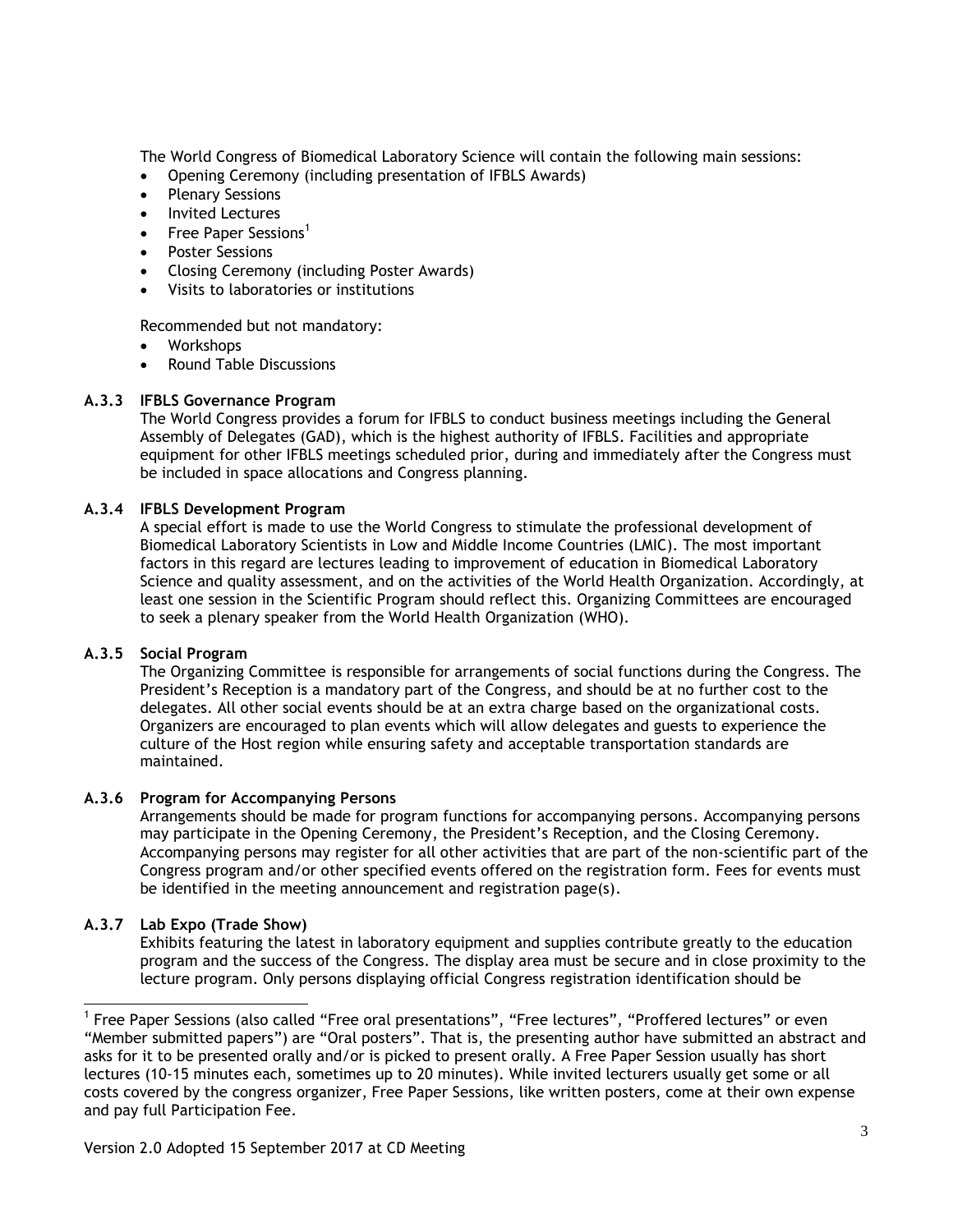The World Congress of Biomedical Laboratory Science will contain the following main sessions:

- Opening Ceremony (including presentation of IFBLS Awards)
- Plenary Sessions
- Invited Lectures
- Free Paper Sessions[1]
- Poster Sessions
- Closing Ceremony (including Poster Awards)
- Visits to laboratories or institutions

Recommended but not mandatory:

- Workshops
- Round Table Discussions

### A.3.3 IFBLS Governance Program

The World Congress provides a forum for IFBLS to conduct business meetings including the General Assembly of Delegates (GAD), which is the highest authority of IFBLS. Facilities and appropriate equipment for other IFBLS meetings scheduled prior, during and immediately after the Congress must be included in space allocations and Congress planning.

### A.3.4 IFBLS Development Program

A special effort is made to use the World Congress to stimulate the professional development of Biomedical Laboratory Scientists in Low and Middle Income Countries (LMIC). The most important factors in this regard are lectures leading to improvement of education in Biomedical Laboratory Science and quality assessment, and on the activities of the World Health Organization. Accordingly, at least one session in the Scientific Program should reflect this. Organizing Committees are encouraged to seek a plenary speaker from the World Health Organization (WHO).

### A.3.5 Social Program

The Organizing Committee is responsible for arrangements of social functions during the Congress. The President's Reception is a mandatory part of the Congress, and should be at no further cost to the delegates. All other social events should be at an extra charge based on the organizational costs. Organizers are encouraged to plan events which will allow delegates and guests to experience the culture of the Host region while ensuring safety and acceptable transportation standards are maintained.

### A.3.6 Program for Accompanying Persons

Arrangements should be made for program functions for accompanying persons. Accompanying persons may participate in the Opening Ceremony, the President's Reception, and the Closing Ceremony. Accompanying persons may register for all other activities that are part of the non-scientific part of the Congress program and/or other specified events offered on the registration form. Fees for events must be identified in the meeting announcement and registration page(s).

### A.3.7 Lab Expo (Trade Show)

Exhibits featuring the latest in laboratory equipment and supplies contribute greatly to the education program and the success of the Congress. The display area must be secure and in close proximity to the lecture program. Only persons displaying official Congress registration identification should be

---

[1] Free Paper Sessions (also called "Free oral presentations", "Free lectures", "Proffered lectures" or even "Member submitted papers") are "Oral posters". That is, the presenting author have submitted an abstract and asks for it to be presented orally and/or is picked to present orally. A Free Paper Session usually has short lectures (10-15 minutes each, sometimes up to 20 minutes). While invited lecturers usually get some or all costs covered by the congress organizer, Free Paper Sessions, like written posters, come at their own expense and pay full Participation Fee.

Version 2.0 Adopted 15 September 2017 at CD Meeting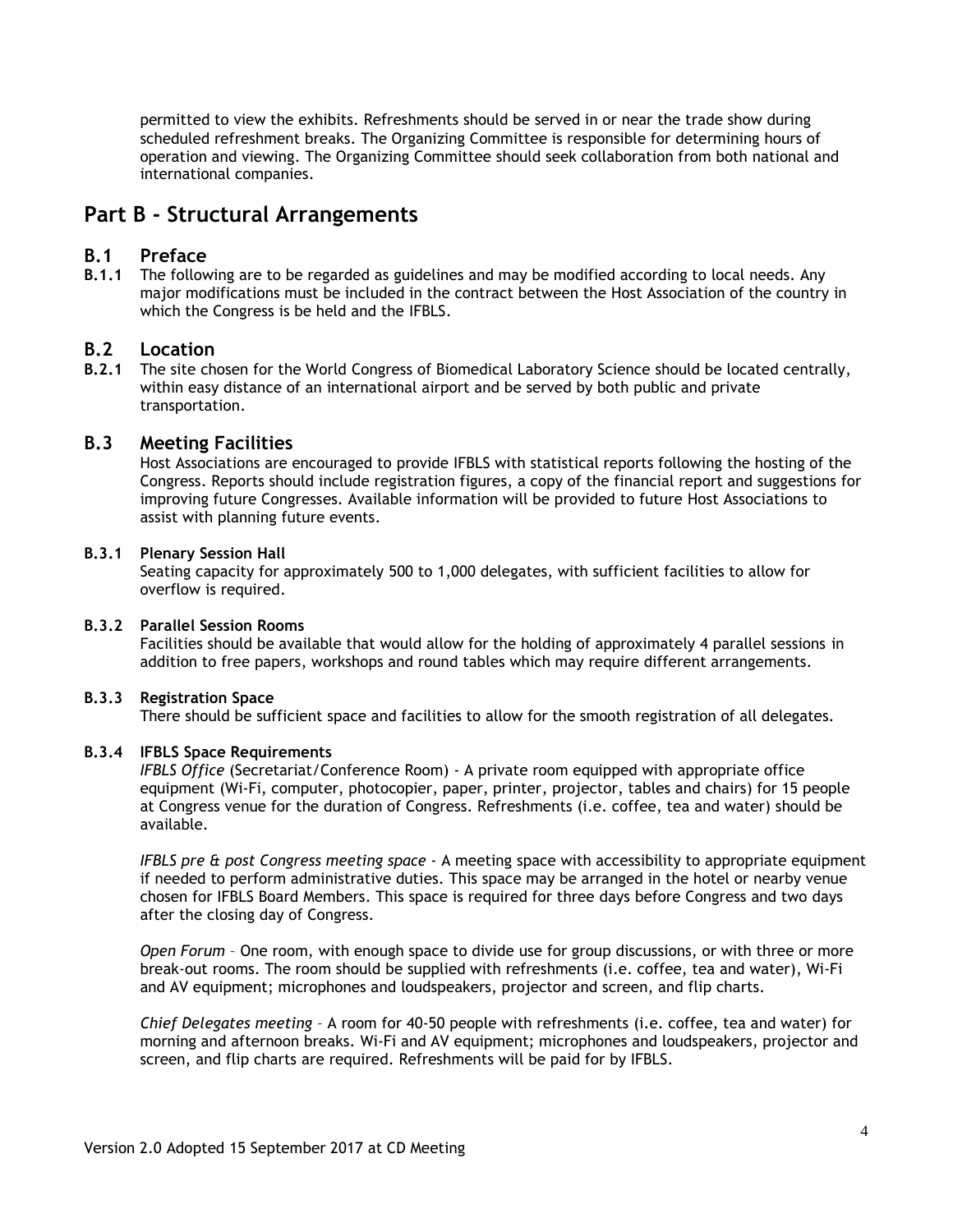permitted to view the exhibits. Refreshments should be served in or near the trade show during scheduled refreshment breaks. The Organizing Committee is responsible for determining hours of operation and viewing. The Organizing Committee should seek collaboration from both national and international companies.

# Part B - Structural Arrangements

## B.1 Preface

**B.1.1** The following are to be regarded as guidelines and may be modified according to local needs. Any major modifications must be included in the contract between the Host Association of the country in which the Congress is be held and the IFBLS.

## B.2 Location

**B.2.1** The site chosen for the World Congress of Biomedical Laboratory Science should be located centrally, within easy distance of an international airport and be served by both public and private transportation.

## B.3 Meeting Facilities

Host Associations are encouraged to provide IFBLS with statistical reports following the hosting of the Congress. Reports should include registration figures, a copy of the financial report and suggestions for improving future Congresses. Available information will be provided to future Host Associations to assist with planning future events.

### B.3.1 Plenary Session Hall

Seating capacity for approximately 500 to 1,000 delegates, with sufficient facilities to allow for overflow is required.

### B.3.2 Parallel Session Rooms

Facilities should be available that would allow for the holding of approximately 4 parallel sessions in addition to free papers, workshops and round tables which may require different arrangements.

### B.3.3 Registration Space

There should be sufficient space and facilities to allow for the smooth registration of all delegates.

### B.3.4 IFBLS Space Requirements

*IFBLS Office* (Secretariat/Conference Room) - A private room equipped with appropriate office equipment (Wi-Fi, computer, photocopier, paper, printer, projector, tables and chairs) for 15 people at Congress venue for the duration of Congress. Refreshments (i.e. coffee, tea and water) should be available.

*IFBLS pre & post Congress meeting space* - A meeting space with accessibility to appropriate equipment if needed to perform administrative duties. This space may be arranged in the hotel or nearby venue chosen for IFBLS Board Members. This space is required for three days before Congress and two days after the closing day of Congress.

*Open Forum* – One room, with enough space to divide use for group discussions, or with three or more break-out rooms. The room should be supplied with refreshments (i.e. coffee, tea and water), Wi-Fi and AV equipment; microphones and loudspeakers, projector and screen, and flip charts.

*Chief Delegates meeting* – A room for 40-50 people with refreshments (i.e. coffee, tea and water) for morning and afternoon breaks. Wi-Fi and AV equipment; microphones and loudspeakers, projector and screen, and flip charts are required. Refreshments will be paid for by IFBLS.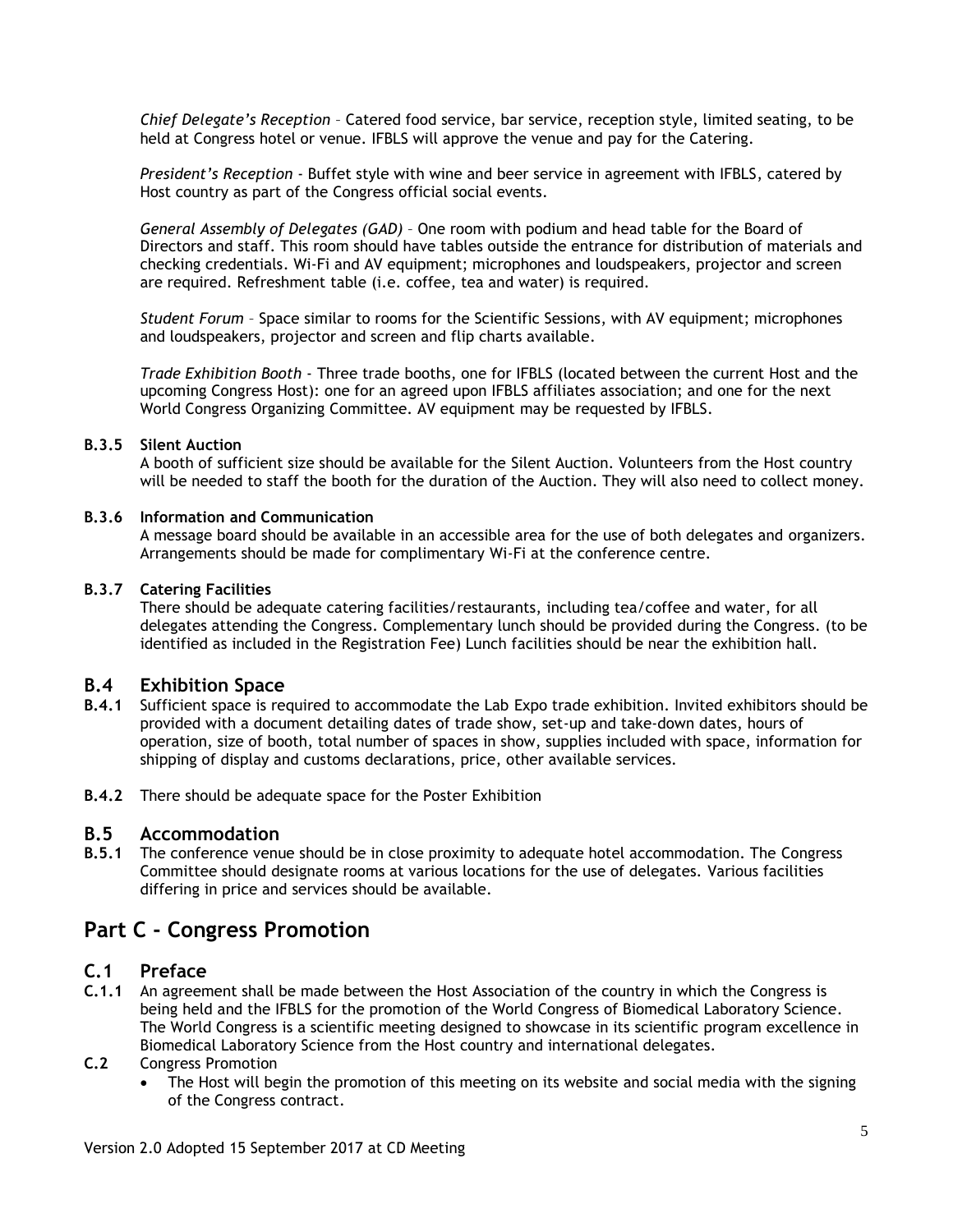*Chief Delegate's Reception* – Catered food service, bar service, reception style, limited seating, to be held at Congress hotel or venue. IFBLS will approve the venue and pay for the Catering.

*President's Reception* - Buffet style with wine and beer service in agreement with IFBLS, catered by Host country as part of the Congress official social events.

*General Assembly of Delegates (GAD)* – One room with podium and head table for the Board of Directors and staff. This room should have tables outside the entrance for distribution of materials and checking credentials. Wi-Fi and AV equipment; microphones and loudspeakers, projector and screen are required. Refreshment table (i.e. coffee, tea and water) is required.

*Student Forum* – Space similar to rooms for the Scientific Sessions, with AV equipment; microphones and loudspeakers, projector and screen and flip charts available.

*Trade Exhibition Booth* - Three trade booths, one for IFBLS (located between the current Host and the upcoming Congress Host): one for an agreed upon IFBLS affiliates association; and one for the next World Congress Organizing Committee. AV equipment may be requested by IFBLS.

**B.3.5 Silent Auction**

A booth of sufficient size should be available for the Silent Auction. Volunteers from the Host country will be needed to staff the booth for the duration of the Auction. They will also need to collect money.

**B.3.6 Information and Communication**

A message board should be available in an accessible area for the use of both delegates and organizers. Arrangements should be made for complimentary Wi-Fi at the conference centre.

**B.3.7 Catering Facilities**

There should be adequate catering facilities/restaurants, including tea/coffee and water, for all delegates attending the Congress. Complementary lunch should be provided during the Congress. (to be identified as included in the Registration Fee) Lunch facilities should be near the exhibition hall.

### B.4 Exhibition Space

**B.4.1** Sufficient space is required to accommodate the Lab Expo trade exhibition. Invited exhibitors should be provided with a document detailing dates of trade show, set-up and take-down dates, hours of operation, size of booth, total number of spaces in show, supplies included with space, information for shipping of display and customs declarations, price, other available services.

**B.4.2** There should be adequate space for the Poster Exhibition

### B.5 Accommodation

**B.5.1** The conference venue should be in close proximity to adequate hotel accommodation. The Congress Committee should designate rooms at various locations for the use of delegates. Various facilities differing in price and services should be available.

## Part C - Congress Promotion

### C.1 Preface

**C.1.1** An agreement shall be made between the Host Association of the country in which the Congress is being held and the IFBLS for the promotion of the World Congress of Biomedical Laboratory Science. The World Congress is a scientific meeting designed to showcase in its scientific program excellence in Biomedical Laboratory Science from the Host country and international delegates.

**C.2** Congress Promotion

- The Host will begin the promotion of this meeting on its website and social media with the signing of the Congress contract.

Version 2.0 Adopted 15 September 2017 at CD Meeting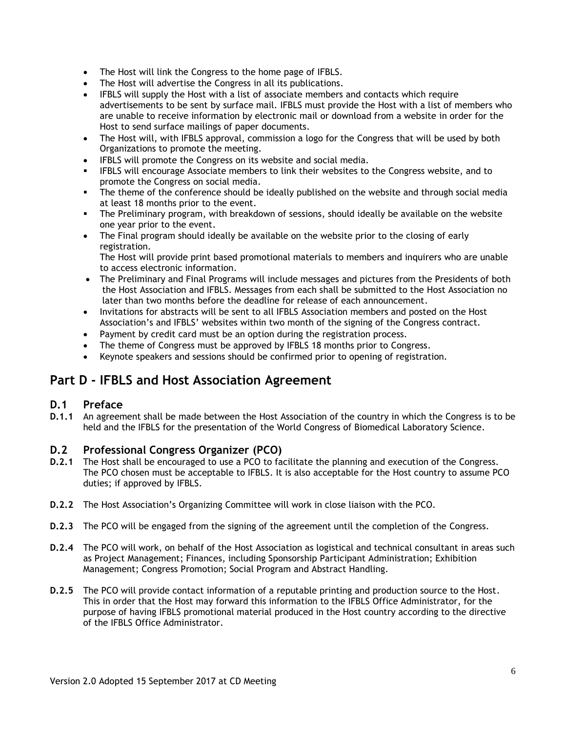- The Host will link the Congress to the home page of IFBLS.
- The Host will advertise the Congress in all its publications.
- IFBLS will supply the Host with a list of associate members and contacts which require advertisements to be sent by surface mail. IFBLS must provide the Host with a list of members who are unable to receive information by electronic mail or download from a website in order for the Host to send surface mailings of paper documents.
- The Host will, with IFBLS approval, commission a logo for the Congress that will be used by both Organizations to promote the meeting.
- IFBLS will promote the Congress on its website and social media.
- IFBLS will encourage Associate members to link their websites to the Congress website, and to promote the Congress on social media.
- The theme of the conference should be ideally published on the website and through social media at least 18 months prior to the event.
- The Preliminary program, with breakdown of sessions, should ideally be available on the website one year prior to the event.
- The Final program should ideally be available on the website prior to the closing of early registration.
  The Host will provide print based promotional materials to members and inquirers who are unable to access electronic information.
- The Preliminary and Final Programs will include messages and pictures from the Presidents of both the Host Association and IFBLS. Messages from each shall be submitted to the Host Association no later than two months before the deadline for release of each announcement.
- Invitations for abstracts will be sent to all IFBLS Association members and posted on the Host Association's and IFBLS' websites within two month of the signing of the Congress contract.
- Payment by credit card must be an option during the registration process.
- The theme of Congress must be approved by IFBLS 18 months prior to Congress.
- Keynote speakers and sessions should be confirmed prior to opening of registration.

## Part D - IFBLS and Host Association Agreement

### D.1 Preface

**D.1.1** An agreement shall be made between the Host Association of the country in which the Congress is to be held and the IFBLS for the presentation of the World Congress of Biomedical Laboratory Science.

### D.2 Professional Congress Organizer (PCO)

**D.2.1** The Host shall be encouraged to use a PCO to facilitate the planning and execution of the Congress. The PCO chosen must be acceptable to IFBLS. It is also acceptable for the Host country to assume PCO duties; if approved by IFBLS.

**D.2.2** The Host Association's Organizing Committee will work in close liaison with the PCO.

**D.2.3** The PCO will be engaged from the signing of the agreement until the completion of the Congress.

**D.2.4** The PCO will work, on behalf of the Host Association as logistical and technical consultant in areas such as Project Management; Finances, including Sponsorship Participant Administration; Exhibition Management; Congress Promotion; Social Program and Abstract Handling.

**D.2.5** The PCO will provide contact information of a reputable printing and production source to the Host. This in order that the Host may forward this information to the IFBLS Office Administrator, for the purpose of having IFBLS promotional material produced in the Host country according to the directive of the IFBLS Office Administrator.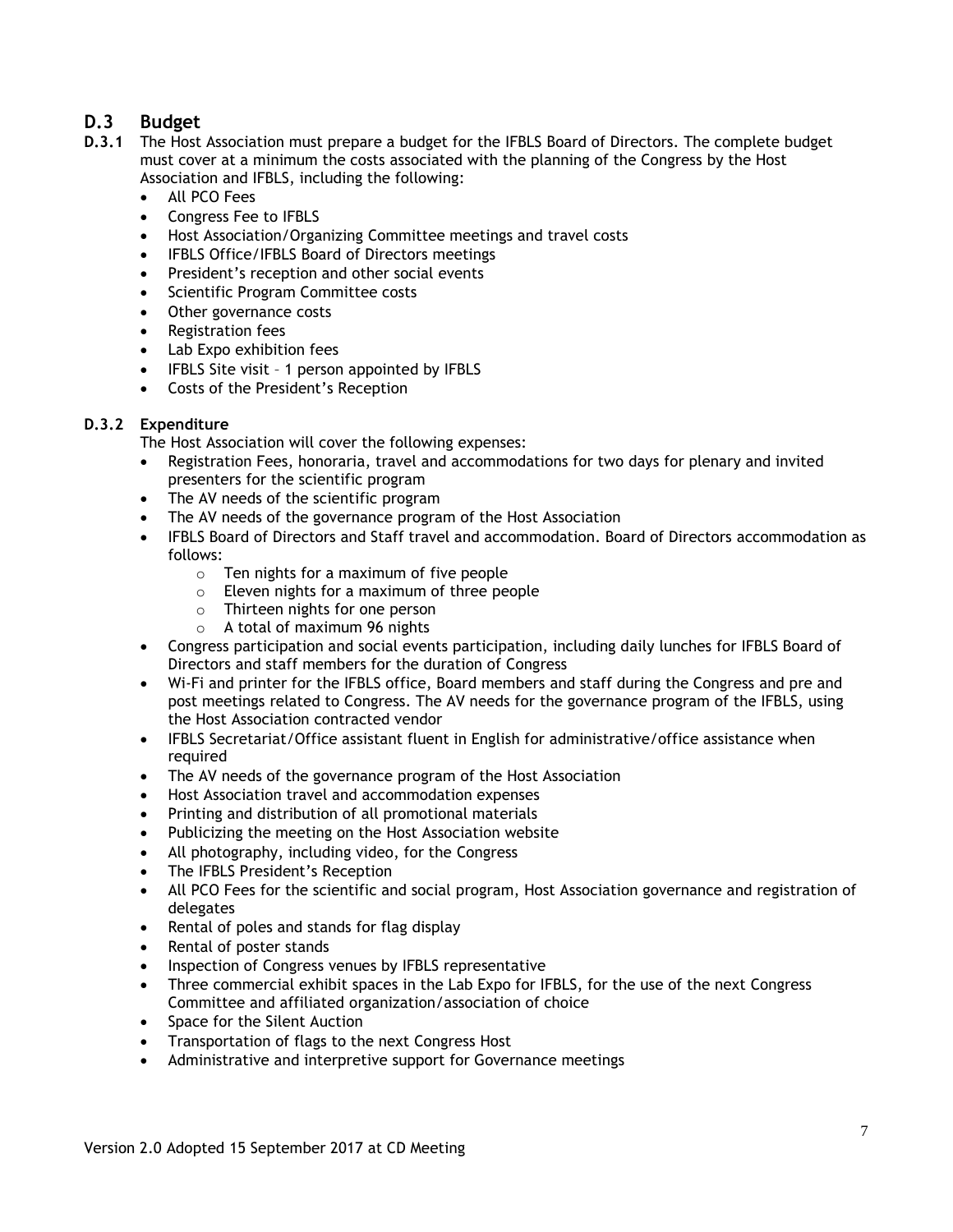## D.3 Budget

**D.3.1** The Host Association must prepare a budget for the IFBLS Board of Directors. The complete budget must cover at a minimum the costs associated with the planning of the Congress by the Host Association and IFBLS, including the following:

- All PCO Fees
- Congress Fee to IFBLS
- Host Association/Organizing Committee meetings and travel costs
- IFBLS Office/IFBLS Board of Directors meetings
- President's reception and other social events
- Scientific Program Committee costs
- Other governance costs
- Registration fees
- Lab Expo exhibition fees
- IFBLS Site visit – 1 person appointed by IFBLS
- Costs of the President's Reception

**D.3.2 Expenditure**

The Host Association will cover the following expenses:

- Registration Fees, honoraria, travel and accommodations for two days for plenary and invited presenters for the scientific program
- The AV needs of the scientific program
- The AV needs of the governance program of the Host Association
- IFBLS Board of Directors and Staff travel and accommodation. Board of Directors accommodation as follows:
  - Ten nights for a maximum of five people
  - Eleven nights for a maximum of three people
  - Thirteen nights for one person
  - A total of maximum 96 nights
- Congress participation and social events participation, including daily lunches for IFBLS Board of Directors and staff members for the duration of Congress
- Wi-Fi and printer for the IFBLS office, Board members and staff during the Congress and pre and post meetings related to Congress. The AV needs for the governance program of the IFBLS, using the Host Association contracted vendor
- IFBLS Secretariat/Office assistant fluent in English for administrative/office assistance when required
- The AV needs of the governance program of the Host Association
- Host Association travel and accommodation expenses
- Printing and distribution of all promotional materials
- Publicizing the meeting on the Host Association website
- All photography, including video, for the Congress
- The IFBLS President's Reception
- All PCO Fees for the scientific and social program, Host Association governance and registration of delegates
- Rental of poles and stands for flag display
- Rental of poster stands
- Inspection of Congress venues by IFBLS representative
- Three commercial exhibit spaces in the Lab Expo for IFBLS, for the use of the next Congress Committee and affiliated organization/association of choice
- Space for the Silent Auction
- Transportation of flags to the next Congress Host
- Administrative and interpretive support for Governance meetings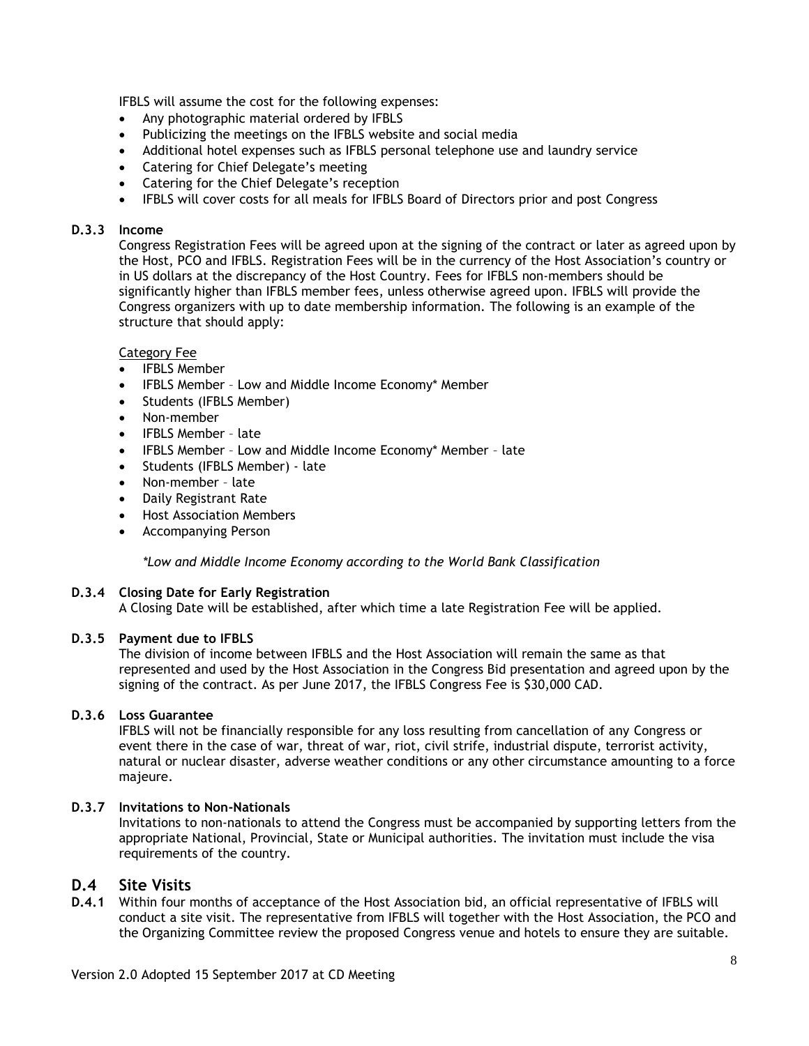IFBLS will assume the cost for the following expenses:

- Any photographic material ordered by IFBLS
- Publicizing the meetings on the IFBLS website and social media
- Additional hotel expenses such as IFBLS personal telephone use and laundry service
- Catering for Chief Delegate's meeting
- Catering for the Chief Delegate's reception
- IFBLS will cover costs for all meals for IFBLS Board of Directors prior and post Congress

### D.3.3 Income

Congress Registration Fees will be agreed upon at the signing of the contract or later as agreed upon by the Host, PCO and IFBLS. Registration Fees will be in the currency of the Host Association's country or in US dollars at the discrepancy of the Host Country. Fees for IFBLS non-members should be significantly higher than IFBLS member fees, unless otherwise agreed upon. IFBLS will provide the Congress organizers with up to date membership information. The following is an example of the structure that should apply:

Category Fee

- IFBLS Member
- IFBLS Member – Low and Middle Income Economy* Member
- Students (IFBLS Member)
- Non-member
- IFBLS Member – late
- IFBLS Member – Low and Middle Income Economy* Member – late
- Students (IFBLS Member) - late
- Non-member – late
- Daily Registrant Rate
- Host Association Members
- Accompanying Person

*\*Low and Middle Income Economy according to the World Bank Classification*

### D.3.4 Closing Date for Early Registration

A Closing Date will be established, after which time a late Registration Fee will be applied.

### D.3.5 Payment due to IFBLS

The division of income between IFBLS and the Host Association will remain the same as that represented and used by the Host Association in the Congress Bid presentation and agreed upon by the signing of the contract. As per June 2017, the IFBLS Congress Fee is $30,000 CAD.

### D.3.6 Loss Guarantee

IFBLS will not be financially responsible for any loss resulting from cancellation of any Congress or event there in the case of war, threat of war, riot, civil strife, industrial dispute, terrorist activity, natural or nuclear disaster, adverse weather conditions or any other circumstance amounting to a force majeure.

### D.3.7 Invitations to Non-Nationals

Invitations to non-nationals to attend the Congress must be accompanied by supporting letters from the appropriate National, Provincial, State or Municipal authorities. The invitation must include the visa requirements of the country.

## D.4 Site Visits

**D.4.1** Within four months of acceptance of the Host Association bid, an official representative of IFBLS will conduct a site visit. The representative from IFBLS will together with the Host Association, the PCO and the Organizing Committee review the proposed Congress venue and hotels to ensure they are suitable.

Version 2.0 Adopted 15 September 2017 at CD Meeting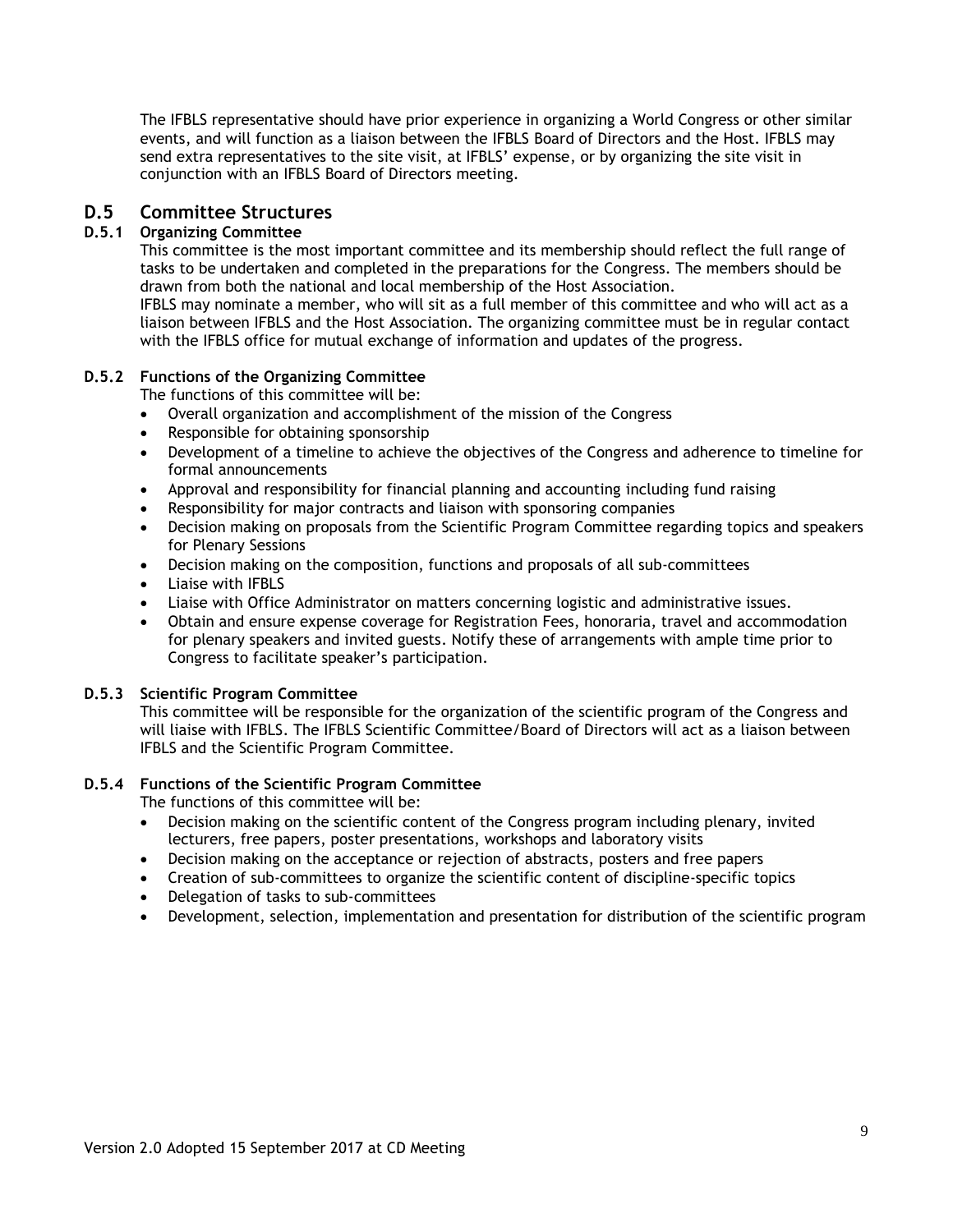The IFBLS representative should have prior experience in organizing a World Congress or other similar events, and will function as a liaison between the IFBLS Board of Directors and the Host. IFBLS may send extra representatives to the site visit, at IFBLS' expense, or by organizing the site visit in conjunction with an IFBLS Board of Directors meeting.

## D.5 Committee Structures

### D.5.1 Organizing Committee

This committee is the most important committee and its membership should reflect the full range of tasks to be undertaken and completed in the preparations for the Congress. The members should be drawn from both the national and local membership of the Host Association.
IFBLS may nominate a member, who will sit as a full member of this committee and who will act as a liaison between IFBLS and the Host Association. The organizing committee must be in regular contact with the IFBLS office for mutual exchange of information and updates of the progress.

### D.5.2 Functions of the Organizing Committee

The functions of this committee will be:

- Overall organization and accomplishment of the mission of the Congress
- Responsible for obtaining sponsorship
- Development of a timeline to achieve the objectives of the Congress and adherence to timeline for formal announcements
- Approval and responsibility for financial planning and accounting including fund raising
- Responsibility for major contracts and liaison with sponsoring companies
- Decision making on proposals from the Scientific Program Committee regarding topics and speakers for Plenary Sessions
- Decision making on the composition, functions and proposals of all sub-committees
- Liaise with IFBLS
- Liaise with Office Administrator on matters concerning logistic and administrative issues.
- Obtain and ensure expense coverage for Registration Fees, honoraria, travel and accommodation for plenary speakers and invited guests. Notify these of arrangements with ample time prior to Congress to facilitate speaker's participation.

### D.5.3 Scientific Program Committee

This committee will be responsible for the organization of the scientific program of the Congress and will liaise with IFBLS. The IFBLS Scientific Committee/Board of Directors will act as a liaison between IFBLS and the Scientific Program Committee.

### D.5.4 Functions of the Scientific Program Committee

The functions of this committee will be:

- Decision making on the scientific content of the Congress program including plenary, invited lecturers, free papers, poster presentations, workshops and laboratory visits
- Decision making on the acceptance or rejection of abstracts, posters and free papers
- Creation of sub-committees to organize the scientific content of discipline-specific topics
- Delegation of tasks to sub-committees
- Development, selection, implementation and presentation for distribution of the scientific program